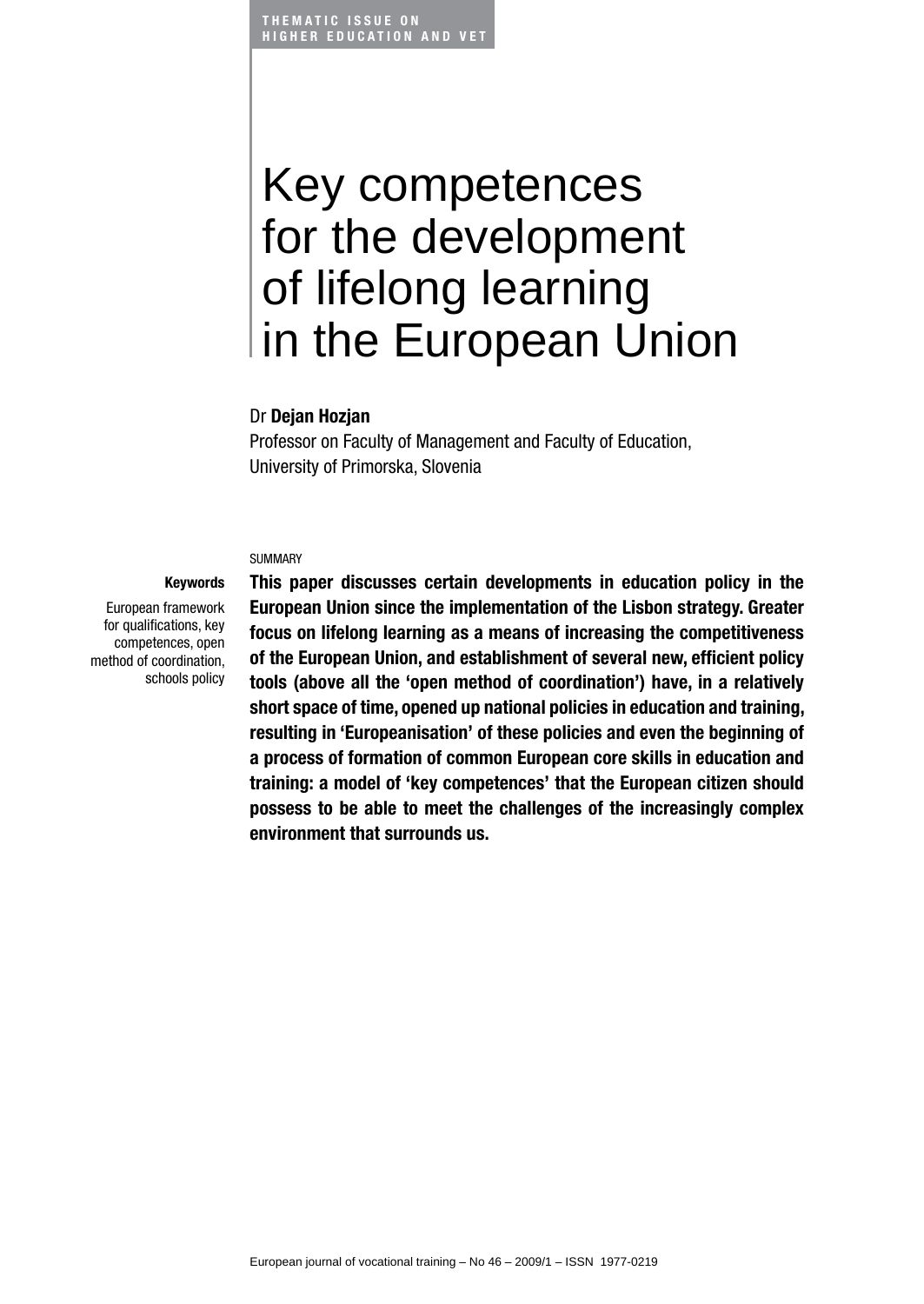THEMATIC ISSUE ON HIGHER EDUCATION AND VET

# Key competences for the development of lifelong learning in the European Union

Dr **Dejan Hozjan**

Professor on Faculty of Management and Faculty of Education, University of Primorska, Slovenia

**Keywords**

European framework for qualifications, key competences, open method of coordination, schools policy

SUMMARY

**This paper discusses certain developments in education policy in the European Union since the implementation of the Lisbon strategy. Greater focus on lifelong learning as a means of increasing the competitiveness of the European Union, and establishment of several new, efficient policy tools (above all the 'open method of coordination') have, in a relatively short space of time, opened up national policies in education and training, resulting in 'Europeanisation' of these policies and even the beginning of a process of formation of common European core skills in education and training: a model of 'key competences' that the European citizen should possess to be able to meet the challenges of the increasingly complex environment that surrounds us.**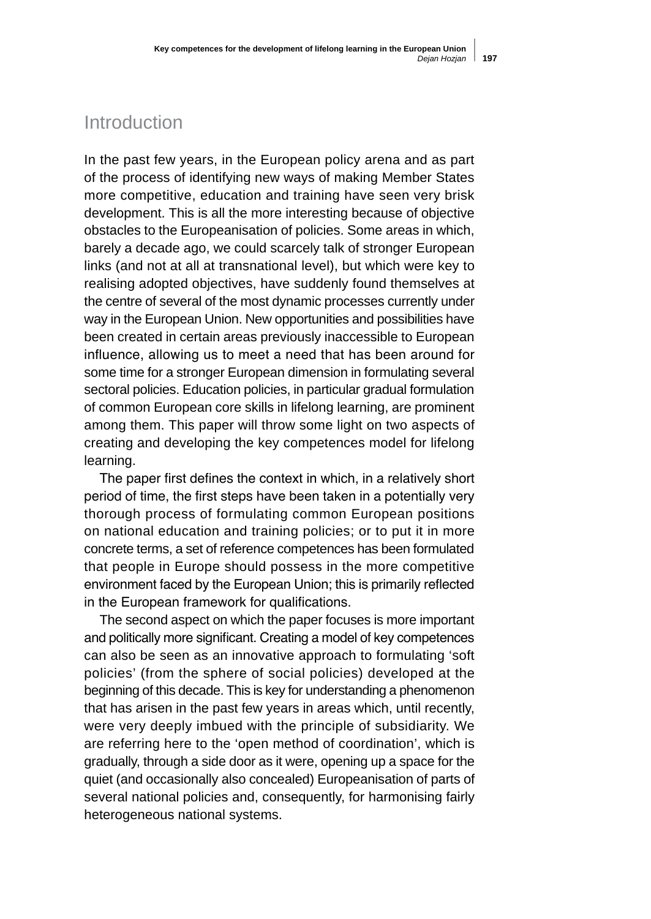## Introduction

In the past few years, in the European policy arena and as part of the process of identifying new ways of making Member States more competitive, education and training have seen very brisk development. This is all the more interesting because of objective obstacles to the Europeanisation of policies. Some areas in which, barely a decade ago, we could scarcely talk of stronger European links (and not at all at transnational level), but which were key to realising adopted objectives, have suddenly found themselves at the centre of several of the most dynamic processes currently under way in the European Union. New opportunities and possibilities have been created in certain areas previously inaccessible to European influence, allowing us to meet a need that has been around for some time for a stronger European dimension in formulating several sectoral policies. Education policies, in particular gradual formulation of common European core skills in lifelong learning, are prominent among them. This paper will throw some light on two aspects of creating and developing the key competences model for lifelong learning.

The paper first defines the context in which, in a relatively short period of time, the first steps have been taken in a potentially very thorough process of formulating common European positions on national education and training policies; or to put it in more concrete terms, a set of reference competences has been formulated that people in Europe should possess in the more competitive environment faced by the European Union; this is primarily reflected in the European framework for qualifications.

The second aspect on which the paper focuses is more important and politically more significant. Creating a model of key competences can also be seen as an innovative approach to formulating 'soft policies' (from the sphere of social policies) developed at the beginning of this decade. This is key for understanding a phenomenon that has arisen in the past few years in areas which, until recently, were very deeply imbued with the principle of subsidiarity. We are referring here to the 'open method of coordination', which is gradually, through a side door as it were, opening up a space for the quiet (and occasionally also concealed) Europeanisation of parts of several national policies and, consequently, for harmonising fairly heterogeneous national systems.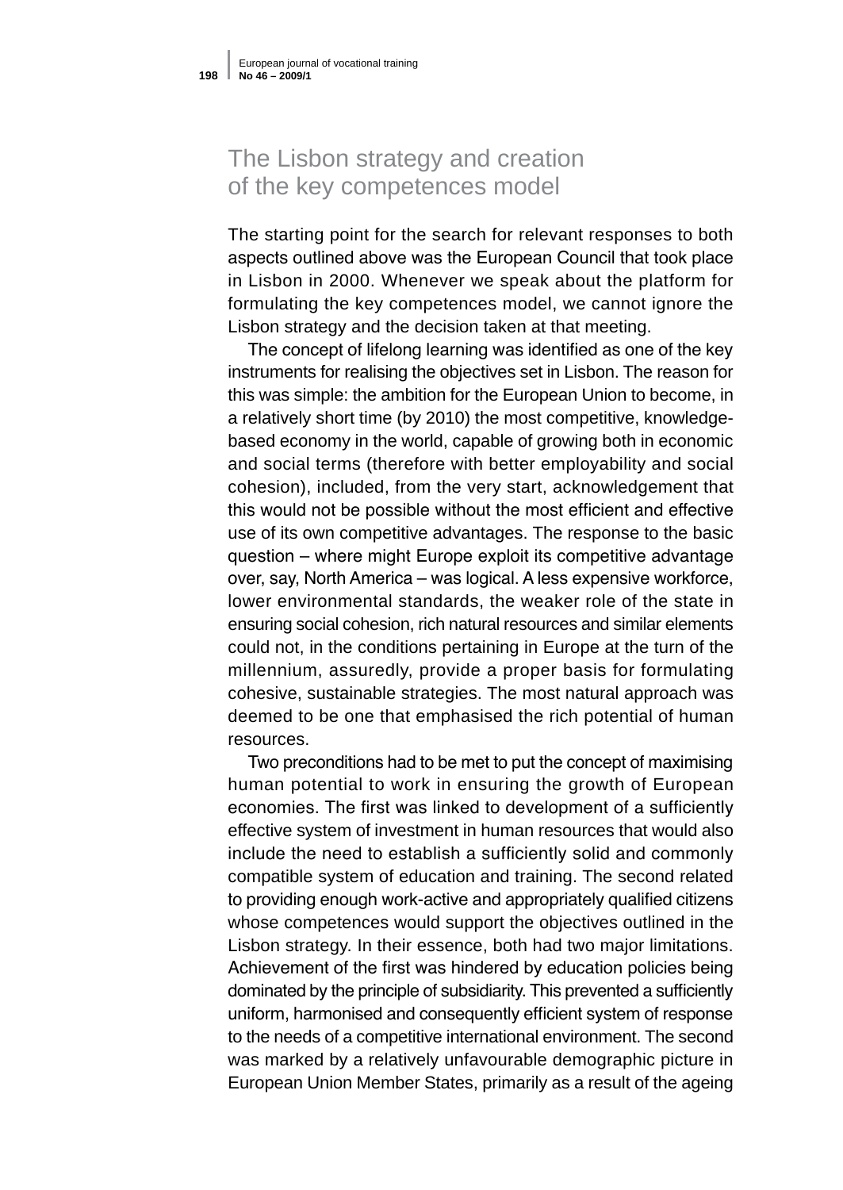## The Lisbon strategy and creation of the key competences model

The starting point for the search for relevant responses to both aspects outlined above was the European Council that took place in Lisbon in 2000. Whenever we speak about the platform for formulating the key competences model, we cannot ignore the Lisbon strategy and the decision taken at that meeting.

The concept of lifelong learning was identified as one of the key instruments for realising the objectives set in Lisbon. The reason for this was simple: the ambition for the European Union to become, in a relatively short time (by 2010) the most competitive, knowledge-based economy in the world, capable of growing both in economic and social terms (therefore with better employability and social cohesion), included, from the very start, acknowledgement that this would not be possible without the most efficient and effective use of its own competitive advantages. The response to the basic question – where might Europe exploit its competitive advantage over, say, North America – was logical. A less expensive workforce, lower environmental standards, the weaker role of the state in ensuring social cohesion, rich natural resources and similar elements could not, in the conditions pertaining in Europe at the turn of the millennium, assuredly, provide a proper basis for formulating cohesive, sustainable strategies. The most natural approach was deemed to be one that emphasised the rich potential of human resources.

Two preconditions had to be met to put the concept of maximising human potential to work in ensuring the growth of European economies. The first was linked to development of a sufficiently effective system of investment in human resources that would also include the need to establish a sufficiently solid and commonly compatible system of education and training. The second related to providing enough work-active and appropriately qualified citizens whose competences would support the objectives outlined in the Lisbon strategy. In their essence, both had two major limitations. Achievement of the first was hindered by education policies being dominated by the principle of subsidiarity. This prevented a sufficiently uniform, harmonised and consequently efficient system of response to the needs of a competitive international environment. The second was marked by a relatively unfavourable demographic picture in European Union Member States, primarily as a result of the ageing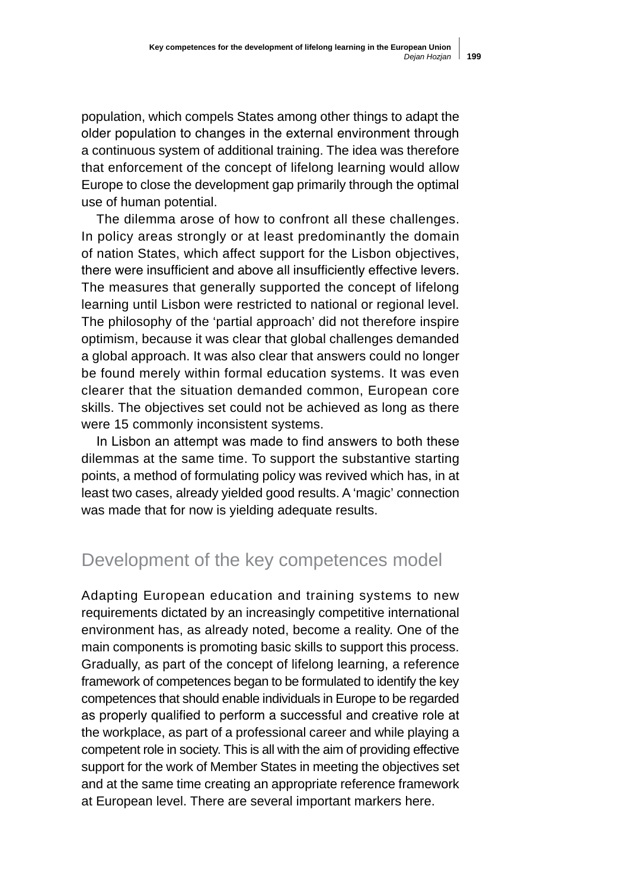population, which compels States among other things to adapt the older population to changes in the external environment through a continuous system of additional training. The idea was therefore that enforcement of the concept of lifelong learning would allow Europe to close the development gap primarily through the optimal use of human potential.

The dilemma arose of how to confront all these challenges. In policy areas strongly or at least predominantly the domain of nation States, which affect support for the Lisbon objectives, there were insufficient and above all insufficiently effective levers. The measures that generally supported the concept of lifelong learning until Lisbon were restricted to national or regional level. The philosophy of the 'partial approach' did not therefore inspire optimism, because it was clear that global challenges demanded a global approach. It was also clear that answers could no longer be found merely within formal education systems. It was even clearer that the situation demanded common, European core skills. The objectives set could not be achieved as long as there were 15 commonly inconsistent systems.

In Lisbon an attempt was made to find answers to both these dilemmas at the same time. To support the substantive starting points, a method of formulating policy was revived which has, in at least two cases, already yielded good results. A 'magic' connection was made that for now is yielding adequate results.

## Development of the key competences model

Adapting European education and training systems to new requirements dictated by an increasingly competitive international environment has, as already noted, become a reality. One of the main components is promoting basic skills to support this process. Gradually, as part of the concept of lifelong learning, a reference framework of competences began to be formulated to identify the key competences that should enable individuals in Europe to be regarded as properly qualified to perform a successful and creative role at the workplace, as part of a professional career and while playing a competent role in society. This is all with the aim of providing effective support for the work of Member States in meeting the objectives set and at the same time creating an appropriate reference framework at European level. There are several important markers here.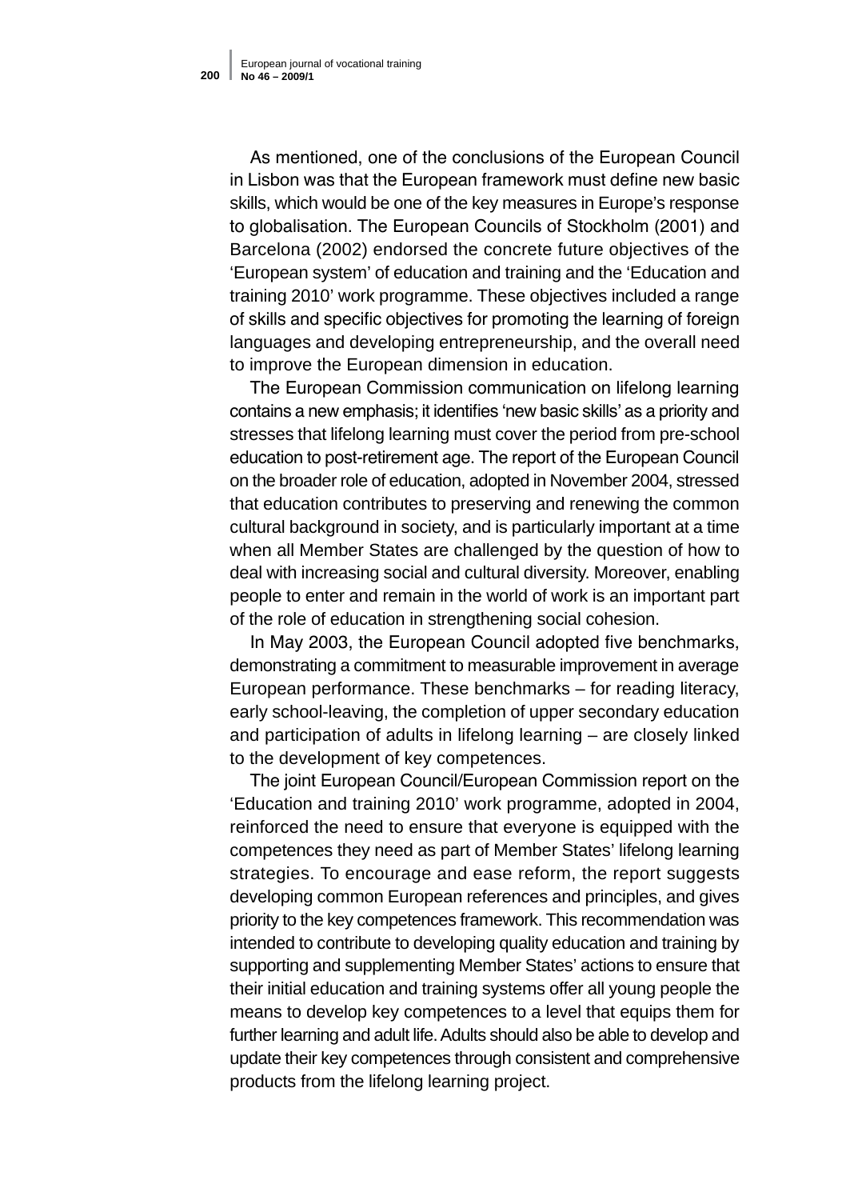As mentioned, one of the conclusions of the European Council in Lisbon was that the European framework must define new basic skills, which would be one of the key measures in Europe's response to globalisation. The European Councils of Stockholm (2001) and Barcelona (2002) endorsed the concrete future objectives of the 'European system' of education and training and the 'Education and training 2010' work programme. These objectives included a range of skills and specific objectives for promoting the learning of foreign languages and developing entrepreneurship, and the overall need to improve the European dimension in education.

The European Commission communication on lifelong learning contains a new emphasis; it identifies 'new basic skills' as a priority and stresses that lifelong learning must cover the period from pre-school education to post-retirement age. The report of the European Council on the broader role of education, adopted in November 2004, stressed that education contributes to preserving and renewing the common cultural background in society, and is particularly important at a time when all Member States are challenged by the question of how to deal with increasing social and cultural diversity. Moreover, enabling people to enter and remain in the world of work is an important part of the role of education in strengthening social cohesion.

In May 2003, the European Council adopted five benchmarks, demonstrating a commitment to measurable improvement in average European performance. These benchmarks – for reading literacy, early school-leaving, the completion of upper secondary education and participation of adults in lifelong learning – are closely linked to the development of key competences.

The joint European Council/European Commission report on the 'Education and training 2010' work programme, adopted in 2004, reinforced the need to ensure that everyone is equipped with the competences they need as part of Member States' lifelong learning strategies. To encourage and ease reform, the report suggests developing common European references and principles, and gives priority to the key competences framework. This recommendation was intended to contribute to developing quality education and training by supporting and supplementing Member States' actions to ensure that their initial education and training systems offer all young people the means to develop key competences to a level that equips them for further learning and adult life. Adults should also be able to develop and update their key competences through consistent and comprehensive products from the lifelong learning project.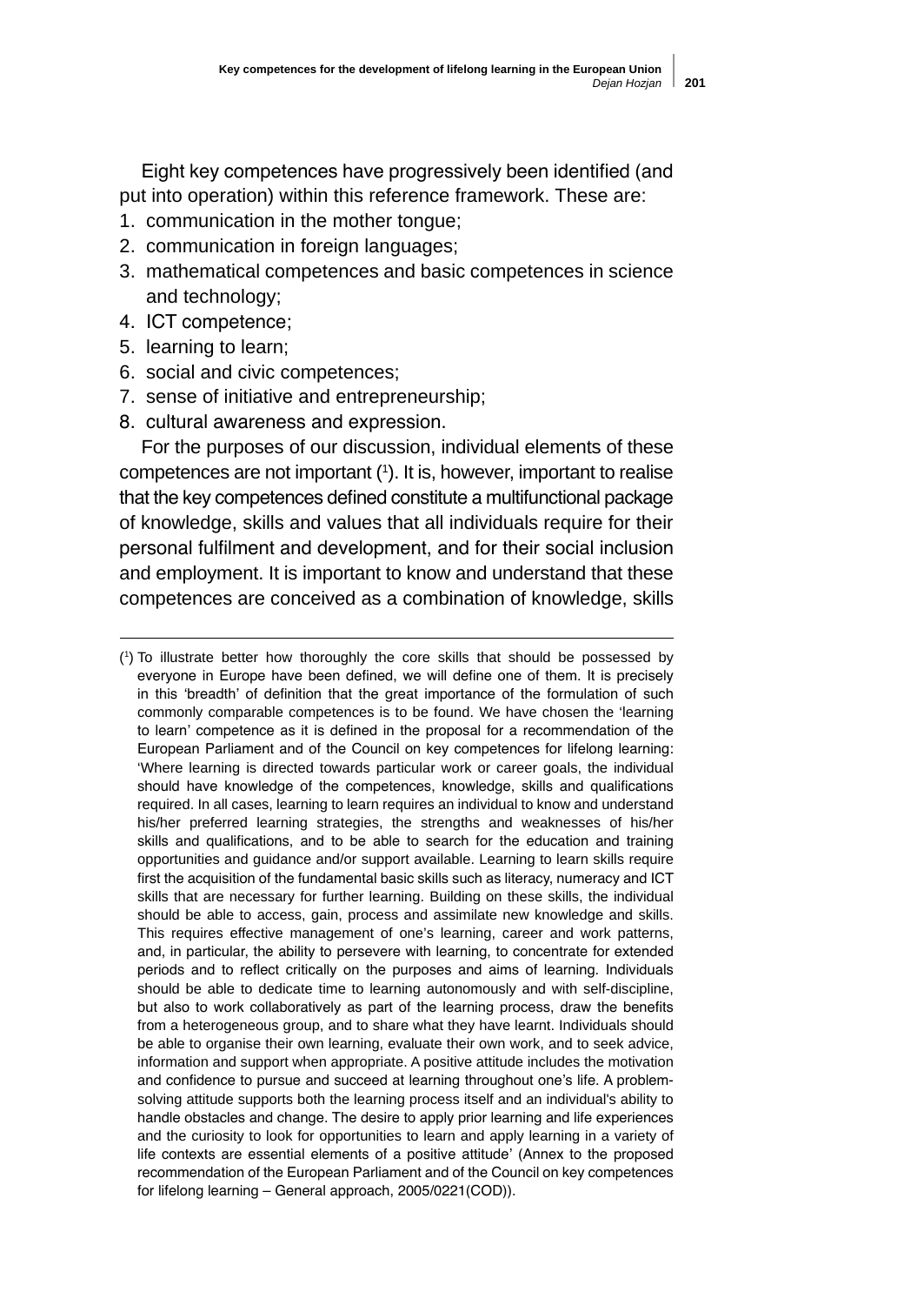Eight key competences have progressively been identified (and put into operation) within this reference framework. These are:

1. communication in the mother tongue;
2. communication in foreign languages;
3. mathematical competences and basic competences in science and technology;
4. ICT competence;
5. learning to learn;
6. social and civic competences;
7. sense of initiative and entrepreneurship;
8. cultural awareness and expression.

For the purposes of our discussion, individual elements of these competences are not important ([1]). It is, however, important to realise that the key competences defined constitute a multifunctional package of knowledge, skills and values that all individuals require for their personal fulfilment and development, and for their social inclusion and employment. It is important to know and understand that these competences are conceived as a combination of knowledge, skills

---

([1]) To illustrate better how thoroughly the core skills that should be possessed by everyone in Europe have been defined, we will define one of them. It is precisely in this 'breadth' of definition that the great importance of the formulation of such commonly comparable competences is to be found. We have chosen the 'learning to learn' competence as it is defined in the proposal for a recommendation of the European Parliament and of the Council on key competences for lifelong learning: 'Where learning is directed towards particular work or career goals, the individual should have knowledge of the competences, knowledge, skills and qualifications required. In all cases, learning to learn requires an individual to know and understand his/her preferred learning strategies, the strengths and weaknesses of his/her skills and qualifications, and to be able to search for the education and training opportunities and guidance and/or support available. Learning to learn skills require first the acquisition of the fundamental basic skills such as literacy, numeracy and ICT skills that are necessary for further learning. Building on these skills, the individual should be able to access, gain, process and assimilate new knowledge and skills. This requires effective management of one's learning, career and work patterns, and, in particular, the ability to persevere with learning, to concentrate for extended periods and to reflect critically on the purposes and aims of learning. Individuals should be able to dedicate time to learning autonomously and with self-discipline, but also to work collaboratively as part of the learning process, draw the benefits from a heterogeneous group, and to share what they have learnt. Individuals should be able to organise their own learning, evaluate their own work, and to seek advice, information and support when appropriate. A positive attitude includes the motivation and confidence to pursue and succeed at learning throughout one's life. A problem-solving attitude supports both the learning process itself and an individual's ability to handle obstacles and change. The desire to apply prior learning and life experiences and the curiosity to look for opportunities to learn and apply learning in a variety of life contexts are essential elements of a positive attitude' (Annex to the proposed recommendation of the European Parliament and of the Council on key competences for lifelong learning – General approach, 2005/0221(COD)).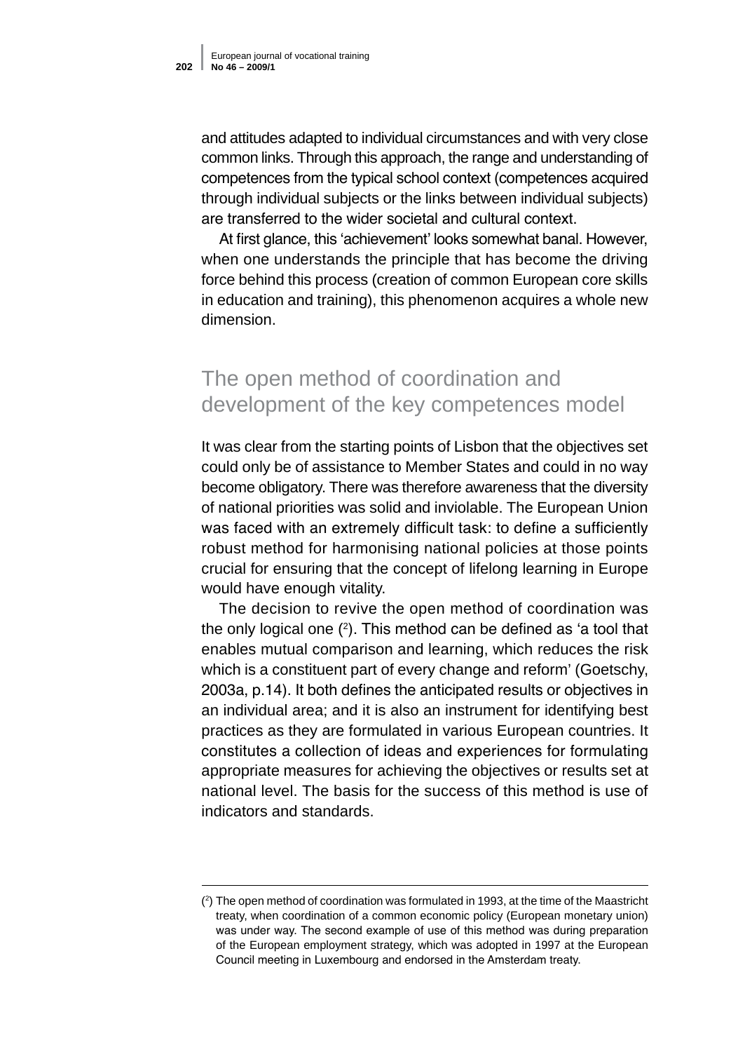and attitudes adapted to individual circumstances and with very close common links. Through this approach, the range and understanding of competences from the typical school context (competences acquired through individual subjects or the links between individual subjects) are transferred to the wider societal and cultural context.

At first glance, this 'achievement' looks somewhat banal. However, when one understands the principle that has become the driving force behind this process (creation of common European core skills in education and training), this phenomenon acquires a whole new dimension.

## The open method of coordination and development of the key competences model

It was clear from the starting points of Lisbon that the objectives set could only be of assistance to Member States and could in no way become obligatory. There was therefore awareness that the diversity of national priorities was solid and inviolable. The European Union was faced with an extremely difficult task: to define a sufficiently robust method for harmonising national policies at those points crucial for ensuring that the concept of lifelong learning in Europe would have enough vitality.

The decision to revive the open method of coordination was the only logical one ([2]). This method can be defined as 'a tool that enables mutual comparison and learning, which reduces the risk which is a constituent part of every change and reform' (Goetschy, 2003a, p.14). It both defines the anticipated results or objectives in an individual area; and it is also an instrument for identifying best practices as they are formulated in various European countries. It constitutes a collection of ideas and experiences for formulating appropriate measures for achieving the objectives or results set at national level. The basis for the success of this method is use of indicators and standards.

---

([2]) The open method of coordination was formulated in 1993, at the time of the Maastricht treaty, when coordination of a common economic policy (European monetary union) was under way. The second example of use of this method was during preparation of the European employment strategy, which was adopted in 1997 at the European Council meeting in Luxembourg and endorsed in the Amsterdam treaty.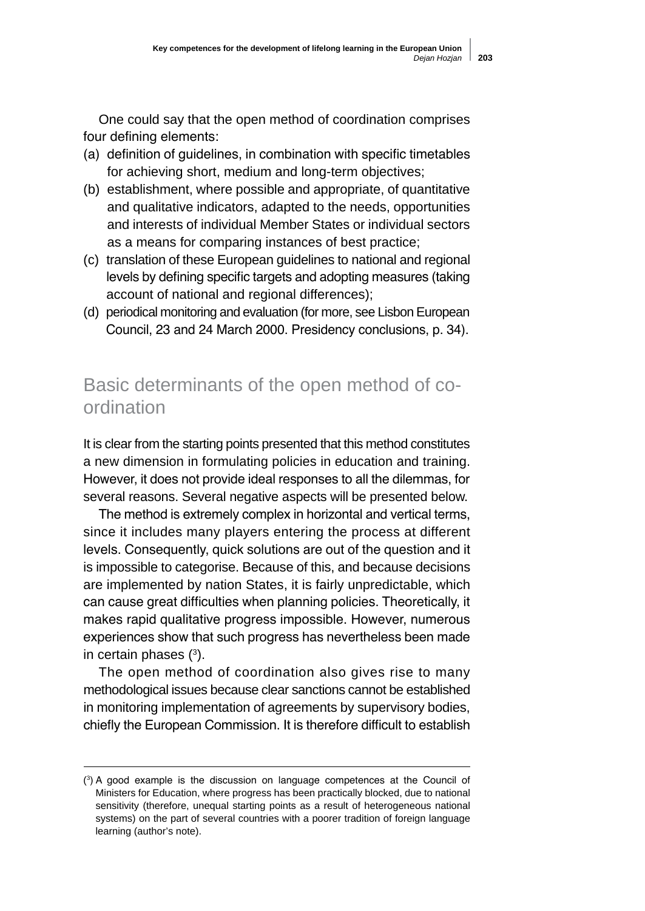One could say that the open method of coordination comprises four defining elements:

(a) definition of guidelines, in combination with specific timetables for achieving short, medium and long-term objectives;
(b) establishment, where possible and appropriate, of quantitative and qualitative indicators, adapted to the needs, opportunities and interests of individual Member States or individual sectors as a means for comparing instances of best practice;
(c) translation of these European guidelines to national and regional levels by defining specific targets and adopting measures (taking account of national and regional differences);
(d) periodical monitoring and evaluation (for more, see Lisbon European Council, 23 and 24 March 2000. Presidency conclusions, p. 34).

## Basic determinants of the open method of co-ordination

It is clear from the starting points presented that this method constitutes a new dimension in formulating policies in education and training. However, it does not provide ideal responses to all the dilemmas, for several reasons. Several negative aspects will be presented below.

The method is extremely complex in horizontal and vertical terms, since it includes many players entering the process at different levels. Consequently, quick solutions are out of the question and it is impossible to categorise. Because of this, and because decisions are implemented by nation States, it is fairly unpredictable, which can cause great difficulties when planning policies. Theoretically, it makes rapid qualitative progress impossible. However, numerous experiences show that such progress has nevertheless been made in certain phases ([3]).

The open method of coordination also gives rise to many methodological issues because clear sanctions cannot be established in monitoring implementation of agreements by supervisory bodies, chiefly the European Commission. It is therefore difficult to establish

---

([3]) A good example is the discussion on language competences at the Council of Ministers for Education, where progress has been practically blocked, due to national sensitivity (therefore, unequal starting points as a result of heterogeneous national systems) on the part of several countries with a poorer tradition of foreign language learning (author's note).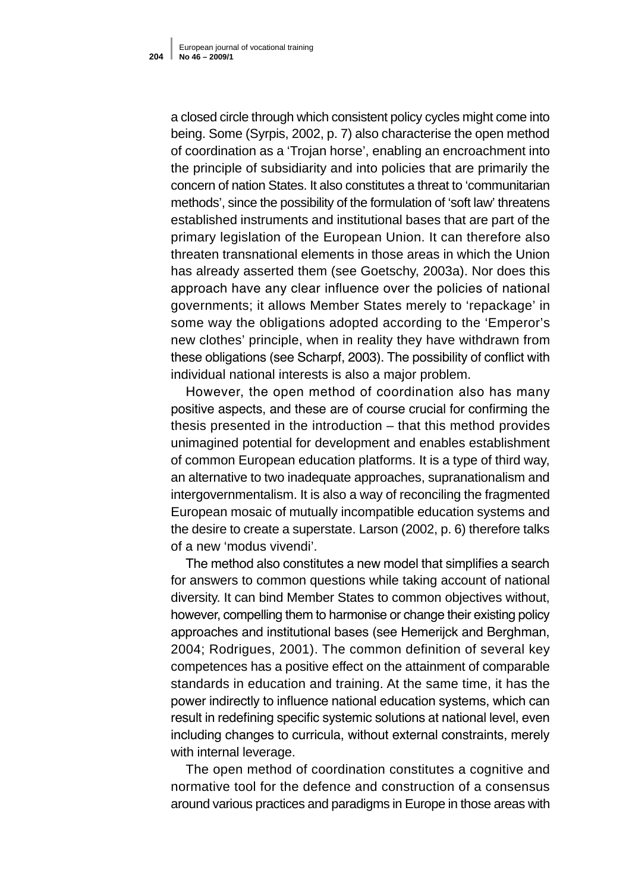a closed circle through which consistent policy cycles might come into being. Some (Syrpis, 2002, p. 7) also characterise the open method of coordination as a ‘Trojan horse’, enabling an encroachment into the principle of subsidiarity and into policies that are primarily the concern of nation States. It also constitutes a threat to ‘communitarian methods’, since the possibility of the formulation of ‘soft law’ threatens established instruments and institutional bases that are part of the primary legislation of the European Union. It can therefore also threaten transnational elements in those areas in which the Union has already asserted them (see Goetschy, 2003a). Nor does this approach have any clear influence over the policies of national governments; it allows Member States merely to ‘repackage’ in some way the obligations adopted according to the ‘Emperor’s new clothes’ principle, when in reality they have withdrawn from these obligations (see Scharpf, 2003). The possibility of conflict with individual national interests is also a major problem.

However, the open method of coordination also has many positive aspects, and these are of course crucial for confirming the thesis presented in the introduction – that this method provides unimagined potential for development and enables establishment of common European education platforms. It is a type of third way, an alternative to two inadequate approaches, supranationalism and intergovernmentalism. It is also a way of reconciling the fragmented European mosaic of mutually incompatible education systems and the desire to create a superstate. Larson (2002, p. 6) therefore talks of a new ‘modus vivendi’.

The method also constitutes a new model that simplifies a search for answers to common questions while taking account of national diversity. It can bind Member States to common objectives without, however, compelling them to harmonise or change their existing policy approaches and institutional bases (see Hemerijck and Berghman, 2004; Rodrigues, 2001). The common definition of several key competences has a positive effect on the attainment of comparable standards in education and training. At the same time, it has the power indirectly to influence national education systems, which can result in redefining specific systemic solutions at national level, even including changes to curricula, without external constraints, merely with internal leverage.

The open method of coordination constitutes a cognitive and normative tool for the defence and construction of a consensus around various practices and paradigms in Europe in those areas with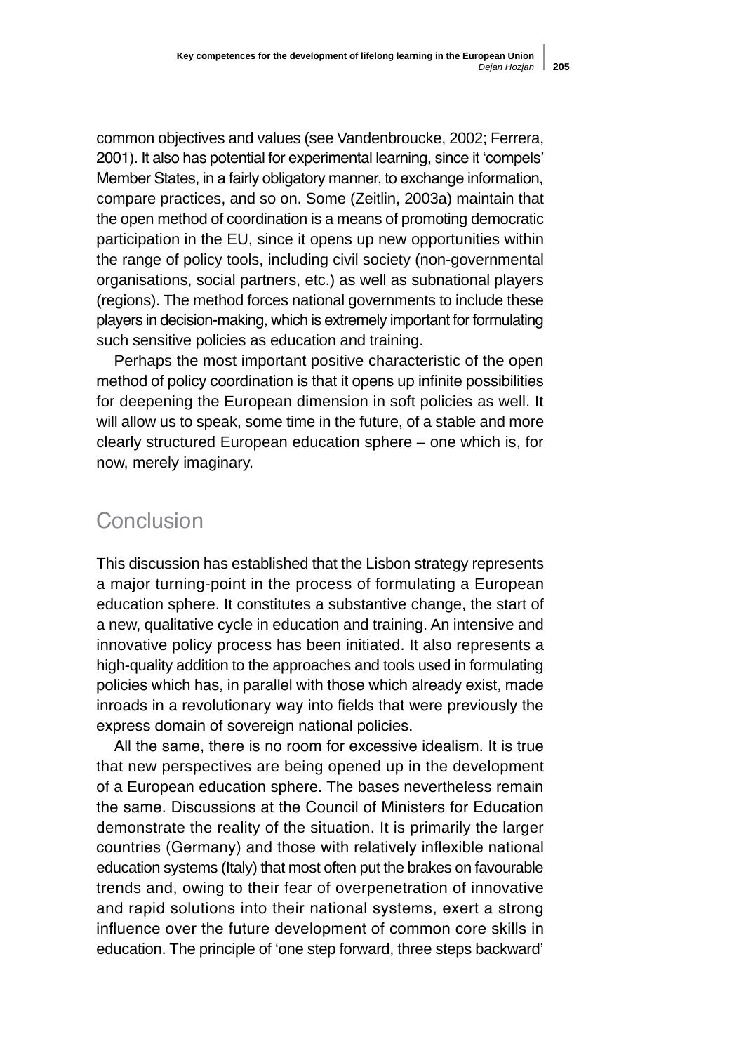common objectives and values (see Vandenbroucke, 2002; Ferrera, 2001). It also has potential for experimental learning, since it 'compels' Member States, in a fairly obligatory manner, to exchange information, compare practices, and so on. Some (Zeitlin, 2003a) maintain that the open method of coordination is a means of promoting democratic participation in the EU, since it opens up new opportunities within the range of policy tools, including civil society (non-governmental organisations, social partners, etc.) as well as subnational players (regions). The method forces national governments to include these players in decision-making, which is extremely important for formulating such sensitive policies as education and training.

Perhaps the most important positive characteristic of the open method of policy coordination is that it opens up infinite possibilities for deepening the European dimension in soft policies as well. It will allow us to speak, some time in the future, of a stable and more clearly structured European education sphere – one which is, for now, merely imaginary.

## Conclusion

This discussion has established that the Lisbon strategy represents a major turning-point in the process of formulating a European education sphere. It constitutes a substantive change, the start of a new, qualitative cycle in education and training. An intensive and innovative policy process has been initiated. It also represents a high-quality addition to the approaches and tools used in formulating policies which has, in parallel with those which already exist, made inroads in a revolutionary way into fields that were previously the express domain of sovereign national policies.

All the same, there is no room for excessive idealism. It is true that new perspectives are being opened up in the development of a European education sphere. The bases nevertheless remain the same. Discussions at the Council of Ministers for Education demonstrate the reality of the situation. It is primarily the larger countries (Germany) and those with relatively inflexible national education systems (Italy) that most often put the brakes on favourable trends and, owing to their fear of overpenetration of innovative and rapid solutions into their national systems, exert a strong influence over the future development of common core skills in education. The principle of 'one step forward, three steps backward'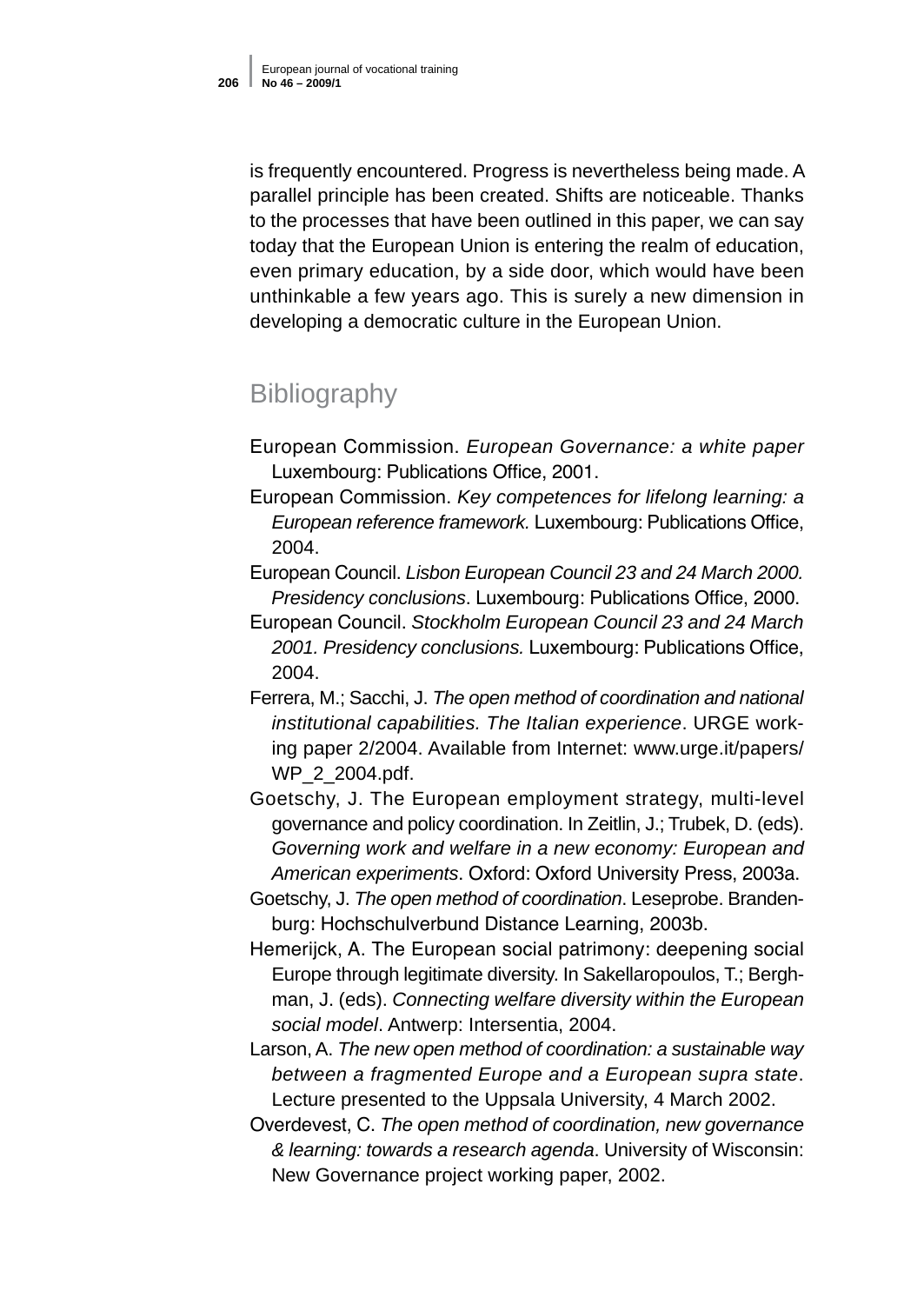is frequently encountered. Progress is nevertheless being made. A parallel principle has been created. Shifts are noticeable. Thanks to the processes that have been outlined in this paper, we can say today that the European Union is entering the realm of education, even primary education, by a side door, which would have been unthinkable a few years ago. This is surely a new dimension in developing a democratic culture in the European Union.

## Bibliography

European Commission. *European Governance: a white paper* Luxembourg: Publications Office, 2001.

European Commission. *Key competences for lifelong learning: a European reference framework.* Luxembourg: Publications Office, 2004.

European Council. *Lisbon European Council 23 and 24 March 2000. Presidency conclusions*. Luxembourg: Publications Office, 2000.

European Council. *Stockholm European Council 23 and 24 March 2001. Presidency conclusions.* Luxembourg: Publications Office, 2004.

Ferrera, M.; Sacchi, J. *The open method of coordination and national institutional capabilities. The Italian experience*. URGE working paper 2/2004. Available from Internet: www.urge.it/papers/WP_2_2004.pdf.

Goetschy, J. The European employment strategy, multi-level governance and policy coordination. In Zeitlin, J.; Trubek, D. (eds). *Governing work and welfare in a new economy: European and American experiments*. Oxford: Oxford University Press, 2003a.

Goetschy, J. *The open method of coordination*. Leseprobe. Brandenburg: Hochschulverbund Distance Learning, 2003b.

Hemerijck, A. The European social patrimony: deepening social Europe through legitimate diversity. In Sakellaropoulos, T.; Berghman, J. (eds). *Connecting welfare diversity within the European social model*. Antwerp: Intersentia, 2004.

Larson, A. *The new open method of coordination: a sustainable way between a fragmented Europe and a European supra state*. Lecture presented to the Uppsala University, 4 March 2002.

Overdevest, C. *The open method of coordination, new governance & learning: towards a research agenda*. University of Wisconsin: New Governance project working paper, 2002.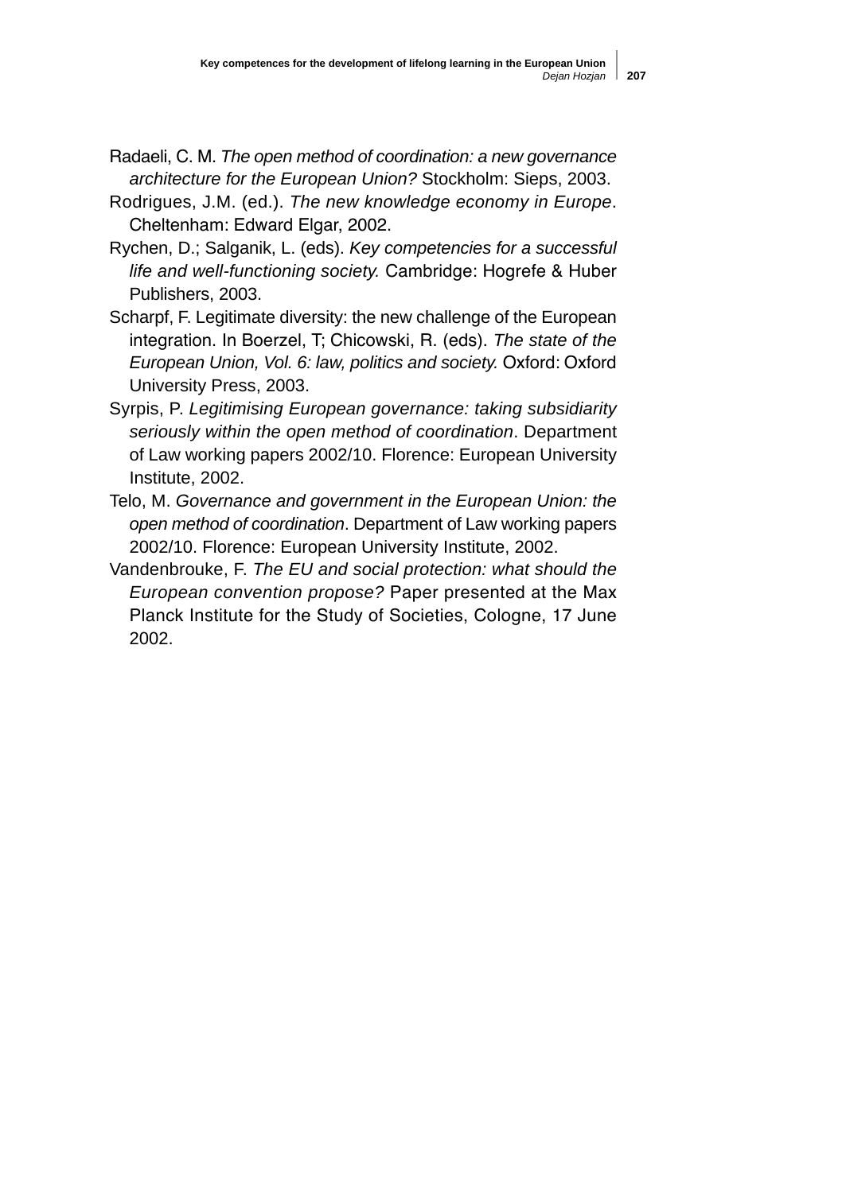Radaeli, C. M. *The open method of coordination: a new governance architecture for the European Union?* Stockholm: Sieps, 2003.

Rodrigues, J.M. (ed.). *The new knowledge economy in Europe*. Cheltenham: Edward Elgar, 2002.

Rychen, D.; Salganik, L. (eds). *Key competencies for a successful life and well-functioning society.* Cambridge: Hogrefe & Huber Publishers, 2003.

Scharpf, F. Legitimate diversity: the new challenge of the European integration. In Boerzel, T; Chicowski, R. (eds). *The state of the European Union, Vol. 6: law, politics and society.* Oxford: Oxford University Press, 2003.

Syrpis, P. *Legitimising European governance: taking subsidiarity seriously within the open method of coordination*. Department of Law working papers 2002/10. Florence: European University Institute, 2002.

Telo, M. *Governance and government in the European Union: the open method of coordination*. Department of Law working papers 2002/10. Florence: European University Institute, 2002.

Vandenbrouke, F. *The EU and social protection: what should the European convention propose?* Paper presented at the Max Planck Institute for the Study of Societies, Cologne, 17 June 2002.